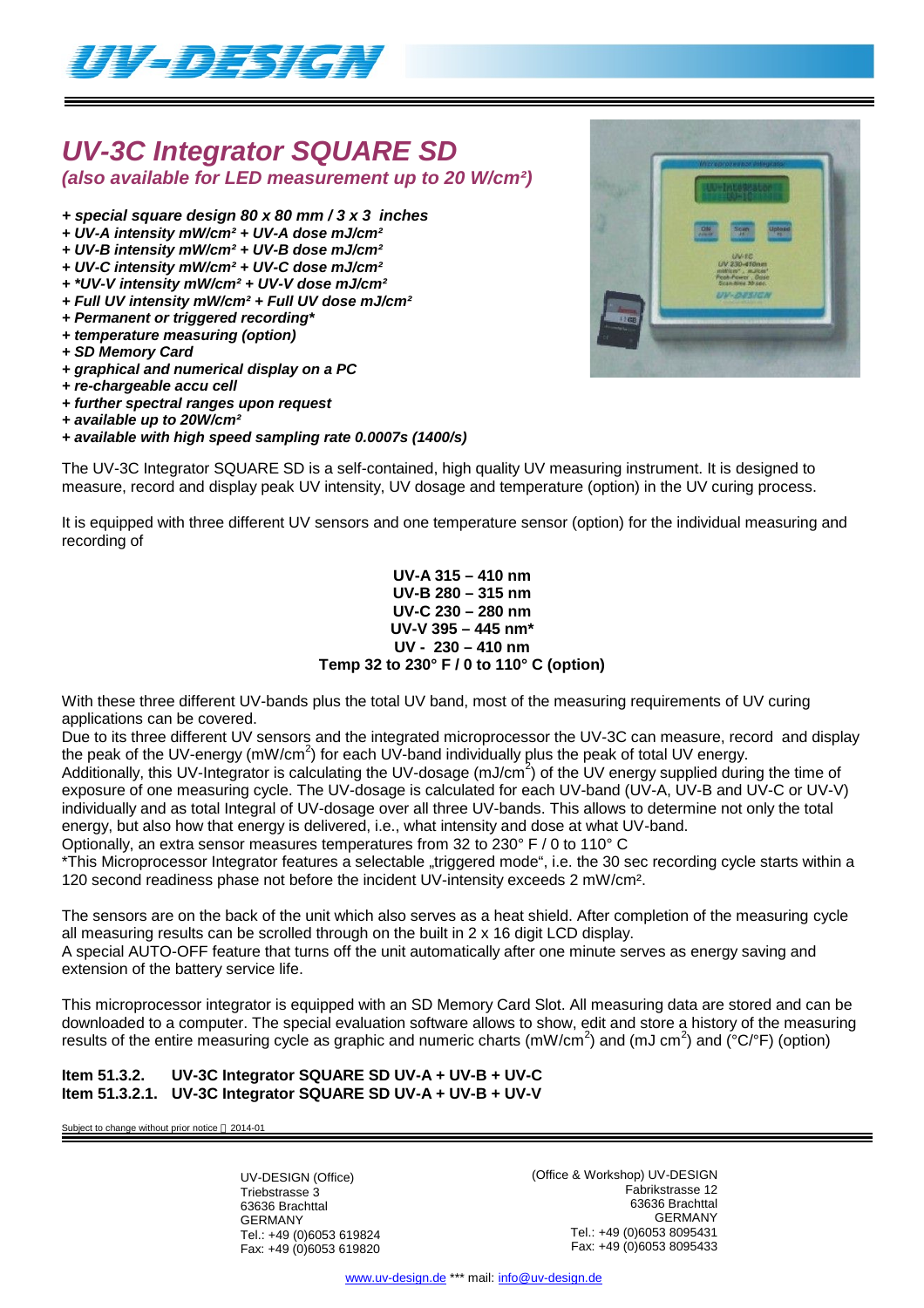# *UV-3C Integrator SQUARE SD*

***(also available for LED measurement up to 20 W/cm²)***

***+ special square design 80 x 80 mm / 3 x 3 inches***
***+ UV-A intensity mW/cm² + UV-A dose mJ/cm²***
***+ UV-B intensity mW/cm² + UV-B dose mJ/cm²***
***+ UV-C intensity mW/cm² + UV-C dose mJ/cm²***
***+ *UV-V intensity mW/cm² + UV-V dose mJ/cm²***
***+ Full UV intensity mW/cm² + Full UV dose mJ/cm²***
***+ Permanent or triggered recording****
***+ temperature measuring (option)***
***+ SD Memory Card***
***+ graphical and numerical display on a PC***
***+ re-chargeable accu cell***
***+ further spectral ranges upon request***
***+ available up to 20W/cm²***
***+ available with high speed sampling rate 0.0007s (1400/s)***

The UV-3C Integrator SQUARE SD is a self-contained, high quality UV measuring instrument. It is designed to measure, record and display peak UV intensity, UV dosage and temperature (option) in the UV curing process.

It is equipped with three different UV sensors and one temperature sensor (option) for the individual measuring and recording of

**UV-A 315 – 410 nm**
**UV-B 280 – 315 nm**
**UV-C 230 – 280 nm**
**UV-V 395 – 445 nm***
**UV - 230 – 410 nm**
**Temp 32 to 230° F / 0 to 110° C (option)**

With these three different UV-bands plus the total UV band, most of the measuring requirements of UV curing applications can be covered.
Due to its three different UV sensors and the integrated microprocessor the UV-3C can measure, record and display the peak of the UV-energy (mW/cm$^2$) for each UV-band individually plus the peak of total UV energy.
Additionally, this UV-Integrator is calculating the UV-dosage (mJ/cm$^2$) of the UV energy supplied during the time of exposure of one measuring cycle. The UV-dosage is calculated for each UV-band (UV-A, UV-B and UV-C or UV-V) individually and as total Integral of UV-dosage over all three UV-bands. This allows to determine not only the total energy, but also how that energy is delivered, i.e., what intensity and dose at what UV-band.
Optionally, an extra sensor measures temperatures from 32 to 230° F / 0 to 110° C
*This Microprocessor Integrator features a selectable „triggered mode", i.e. the 30 sec recording cycle starts within a 120 second readiness phase not before the incident UV-intensity exceeds 2 mW/cm².

The sensors are on the back of the unit which also serves as a heat shield. After completion of the measuring cycle all measuring results can be scrolled through on the built in 2 x 16 digit LCD display.
A special AUTO-OFF feature that turns off the unit automatically after one minute serves as energy saving and extension of the battery service life.

This microprocessor integrator is equipped with an SD Memory Card Slot. All measuring data are stored and can be downloaded to a computer. The special evaluation software allows to show, edit and store a history of the measuring results of the entire measuring cycle as graphic and numeric charts (mW/cm$^2$) and (mJ cm$^2$) and (°C/°F) (option)

**Item 51.3.2. UV-3C Integrator SQUARE SD UV-A + UV-B + UV-C**
**Item 51.3.2.1. UV-3C Integrator SQUARE SD UV-A + UV-B + UV-V**

Subject to change without prior notice 2014-01

UV-DESIGN (Office)
Triebstrasse 3
63636 Brachttal
GERMANY
Tel.: +49 (0)6053 619824
Fax: +49 (0)6053 619820

(Office & Workshop) UV-DESIGN
Fabrikstrasse 12
63636 Brachttal
GERMANY
Tel.: +49 (0)6053 8095431
Fax: +49 (0)6053 8095433

www.uv-design.de *** mail: info@uv-design.de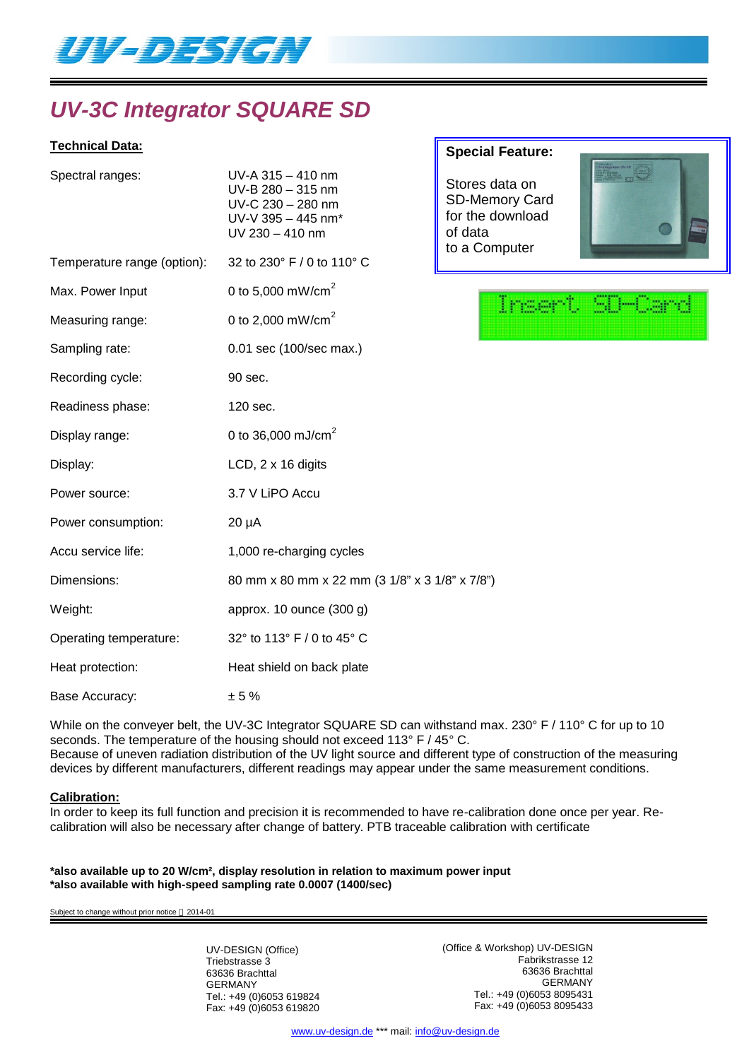# UV-3C Integrator SQUARE SD

**Technical Data:**

| | |
|---|---|
| Spectral ranges: | UV-A 315 – 410 nm<br>UV-B 280 – 315 nm<br>UV-C 230 – 280 nm<br>UV-V 395 – 445 nm*<br>UV 230 – 410 nm |
| Temperature range (option): | 32 to 230° F / 0 to 110° C |
| Max. Power Input | 0 to 5,000 mW/cm$^2$ |
| Measuring range: | 0 to 2,000 mW/cm$^2$ |
| Sampling rate: | 0.01 sec (100/sec max.) |
| Recording cycle: | 90 sec. |
| Readiness phase: | 120 sec. |
| Display range: | 0 to 36,000 mJ/cm$^2$ |
| Display: | LCD, 2 x 16 digits |
| Power source: | 3.7 V LiPO Accu |
| Power consumption: | 20 µA |
| Accu service life: | 1,000 re-charging cycles |
| Dimensions: | 80 mm x 80 mm x 22 mm (3 1/8" x 3 1/8" x 7/8") |
| Weight: | approx. 10 ounce (300 g) |
| Operating temperature: | 32° to 113° F / 0 to 45° C |
| Heat protection: | Heat shield on back plate |
| Base Accuracy: | ± 5 % |

**Special Feature:**

Stores data on SD-Memory Card for the download of data to a Computer

While on the conveyer belt, the UV-3C Integrator SQUARE SD can withstand max. 230° F / 110° C for up to 10 seconds. The temperature of the housing should not exceed 113° F / 45° C.
Because of uneven radiation distribution of the UV light source and different type of construction of the measuring devices by different manufacturers, different readings may appear under the same measurement conditions.

**Calibration:**

In order to keep its full function and precision it is recommended to have re-calibration done once per year. Re-calibration will also be necessary after change of battery. PTB traceable calibration with certificate

**\*also available up to 20 W/cm², display resolution in relation to maximum power input**
**\*also available with high-speed sampling rate 0.0007 (1400/sec)**

Subject to change without prior notice 2014-01

UV-DESIGN (Office)
Triebstrasse 3
63636 Brachttal
GERMANY
Tel.: +49 (0)6053 619824
Fax: +49 (0)6053 619820

(Office & Workshop) UV-DESIGN
Fabrikstrasse 12
63636 Brachttal
GERMANY
Tel.: +49 (0)6053 8095431
Fax: +49 (0)6053 8095433

www.uv-design.de *** mail: info@uv-design.de